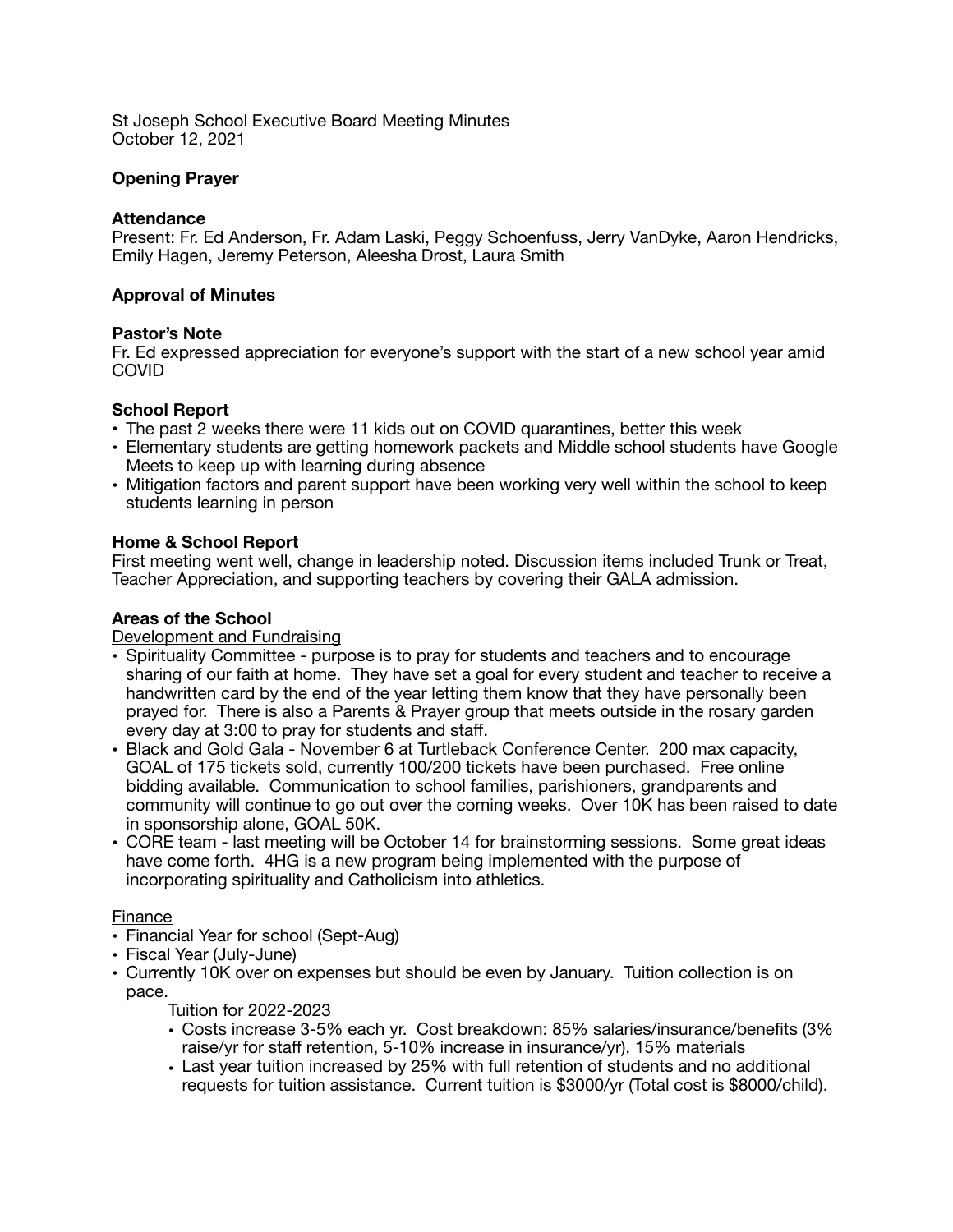St Joseph School Executive Board Meeting Minutes
October 12, 2021

**Opening Prayer**

**Attendance**
Present: Fr. Ed Anderson, Fr. Adam Laski, Peggy Schoenfuss, Jerry VanDyke, Aaron Hendricks, Emily Hagen, Jeremy Peterson, Aleesha Drost, Laura Smith

**Approval of Minutes**

**Pastor's Note**
Fr. Ed expressed appreciation for everyone's support with the start of a new school year amid COVID

**School Report**
- The past 2 weeks there were 11 kids out on COVID quarantines, better this week
- Elementary students are getting homework packets and Middle school students have Google Meets to keep up with learning during absence
- Mitigation factors and parent support have been working very well within the school to keep students learning in person

**Home & School Report**
First meeting went well, change in leadership noted. Discussion items included Trunk or Treat, Teacher Appreciation, and supporting teachers by covering their GALA admission.

**Areas of the School**

Development and Fundraising
- Spirituality Committee - purpose is to pray for students and teachers and to encourage sharing of our faith at home. They have set a goal for every student and teacher to receive a handwritten card by the end of the year letting them know that they have personally been prayed for. There is also a Parents & Prayer group that meets outside in the rosary garden every day at 3:00 to pray for students and staff.
- Black and Gold Gala - November 6 at Turtleback Conference Center. 200 max capacity, GOAL of 175 tickets sold, currently 100/200 tickets have been purchased. Free online bidding available. Communication to school families, parishioners, grandparents and community will continue to go out over the coming weeks. Over 10K has been raised to date in sponsorship alone, GOAL 50K.
- CORE team - last meeting will be October 14 for brainstorming sessions. Some great ideas have come forth. 4HG is a new program being implemented with the purpose of incorporating spirituality and Catholicism into athletics.

Finance
- Financial Year for school (Sept-Aug)
- Fiscal Year (July-June)
- Currently 10K over on expenses but should be even by January. Tuition collection is on pace.

  Tuition for 2022-2023
  - Costs increase 3-5% each yr. Cost breakdown: 85% salaries/insurance/benefits (3% raise/yr for staff retention, 5-10% increase in insurance/yr), 15% materials
  - Last year tuition increased by 25% with full retention of students and no additional requests for tuition assistance. Current tuition is $3000/yr (Total cost is $8000/child).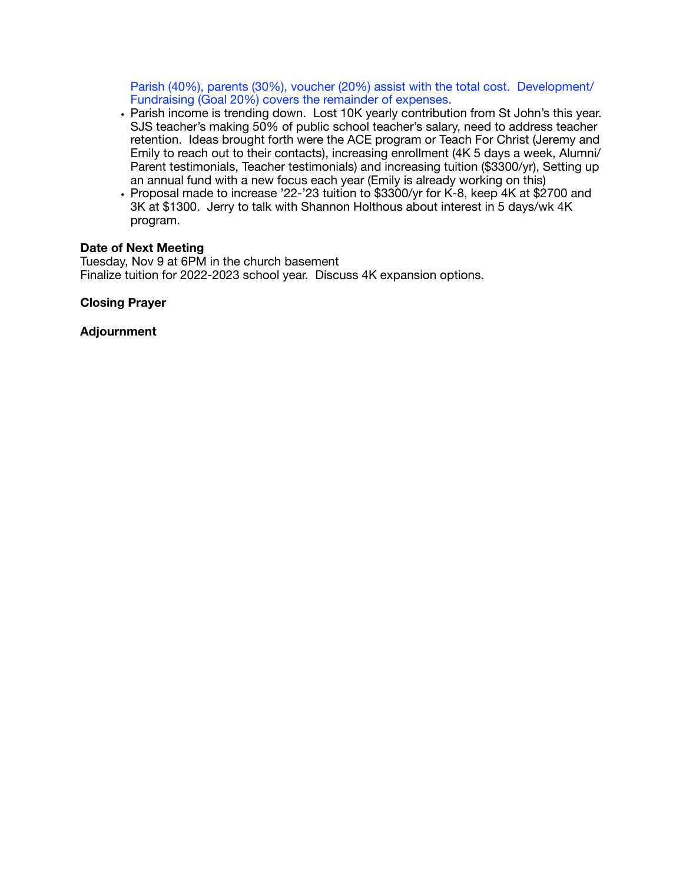Parish (40%), parents (30%), voucher (20%) assist with the total cost. Development/ Fundraising (Goal 20%) covers the remainder of expenses.

- Parish income is trending down. Lost 10K yearly contribution from St John's this year. SJS teacher's making 50% of public school teacher's salary, need to address teacher retention. Ideas brought forth were the ACE program or Teach For Christ (Jeremy and Emily to reach out to their contacts), increasing enrollment (4K 5 days a week, Alumni/ Parent testimonials, Teacher testimonials) and increasing tuition ($3300/yr), Setting up an annual fund with a new focus each year (Emily is already working on this)
- Proposal made to increase '22-'23 tuition to $3300/yr for K-8, keep 4K at $2700 and 3K at $1300. Jerry to talk with Shannon Holthous about interest in 5 days/wk 4K program.

**Date of Next Meeting**

Tuesday, Nov 9 at 6PM in the church basement
Finalize tuition for 2022-2023 school year. Discuss 4K expansion options.

**Closing Prayer**

**Adjournment**